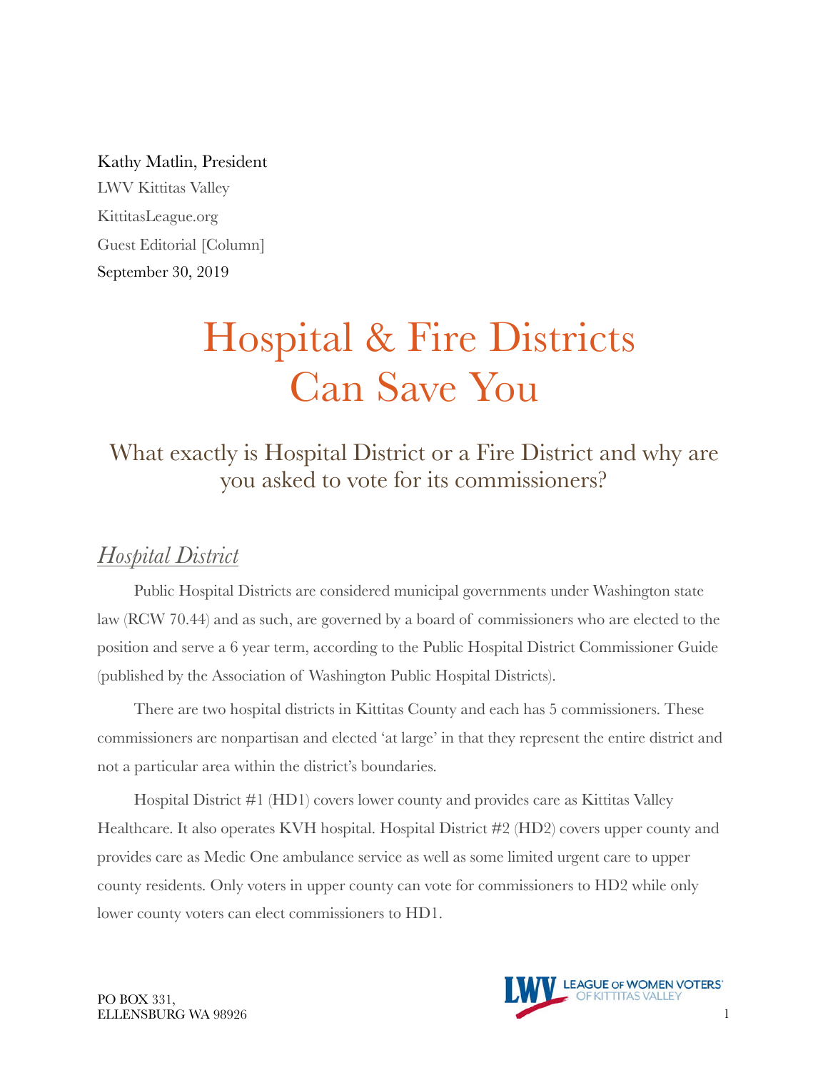Kathy Matlin, President
LWV Kittitas Valley
KittitasLeague.org
Guest Editorial [Column]
September 30, 2019

# Hospital & Fire Districts Can Save You

## What exactly is Hospital District or a Fire District and why are you asked to vote for its commissioners?

### *Hospital District*

Public Hospital Districts are considered municipal governments under Washington state law (RCW 70.44) and as such, are governed by a board of commissioners who are elected to the position and serve a 6 year term, according to the Public Hospital District Commissioner Guide (published by the Association of Washington Public Hospital Districts).

There are two hospital districts in Kittitas County and each has 5 commissioners. These commissioners are nonpartisan and elected 'at large' in that they represent the entire district and not a particular area within the district's boundaries.

Hospital District #1 (HD1) covers lower county and provides care as Kittitas Valley Healthcare. It also operates KVH hospital. Hospital District #2 (HD2) covers upper county and provides care as Medic One ambulance service as well as some limited urgent care to upper county residents. Only voters in upper county can vote for commissioners to HD2 while only lower county voters can elect commissioners to HD1.

PO BOX 331,
ELLENSBURG WA 98926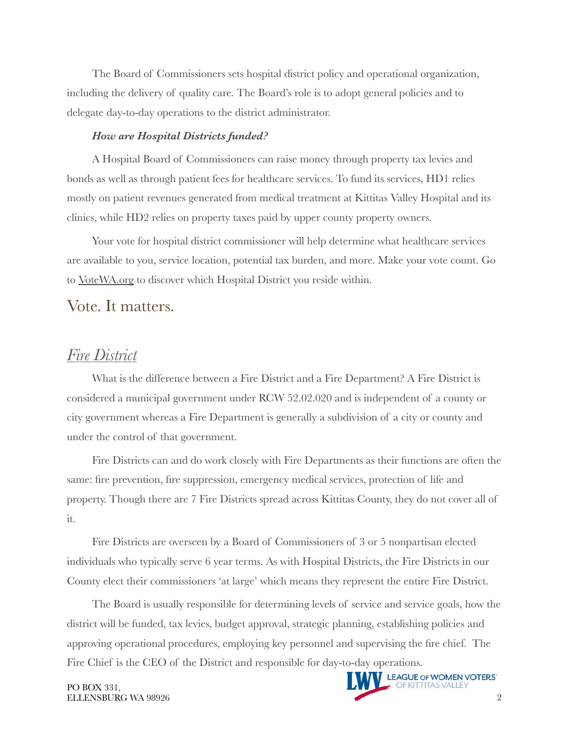The Board of Commissioners sets hospital district policy and operational organization, including the delivery of quality care. The Board's role is to adopt general policies and to delegate day-to-day operations to the district administrator.

***How are Hospital Districts funded?***

A Hospital Board of Commissioners can raise money through property tax levies and bonds as well as through patient fees for healthcare services. To fund its services, HD1 relies mostly on patient revenues generated from medical treatment at Kittitas Valley Hospital and its clinics, while HD2 relies on property taxes paid by upper county property owners.

Your vote for hospital district commissioner will help determine what healthcare services are available to you, service location, potential tax burden, and more. Make your vote count. Go to VoteWA.org to discover which Hospital District you reside within.

## Vote. It matters.

## *Fire District*

What is the difference between a Fire District and a Fire Department? A Fire District is considered a municipal government under RCW 52.02.020 and is independent of a county or city government whereas a Fire Department is generally a subdivision of a city or county and under the control of that government.

Fire Districts can and do work closely with Fire Departments as their functions are often the same: fire prevention, fire suppression, emergency medical services, protection of life and property. Though there are 7 Fire Districts spread across Kittitas County, they do not cover all of it.

Fire Districts are overseen by a Board of Commissioners of 3 or 5 nonpartisan elected individuals who typically serve 6 year terms. As with Hospital Districts, the Fire Districts in our County elect their commissioners 'at large' which means they represent the entire Fire District.

The Board is usually responsible for determining levels of service and service goals, how the district will be funded, tax levies, budget approval, strategic planning, establishing policies and approving operational procedures, employing key personnel and supervising the fire chief. The Fire Chief is the CEO of the District and responsible for day-to-day operations.

PO BOX 331,
ELLENSBURG WA 98926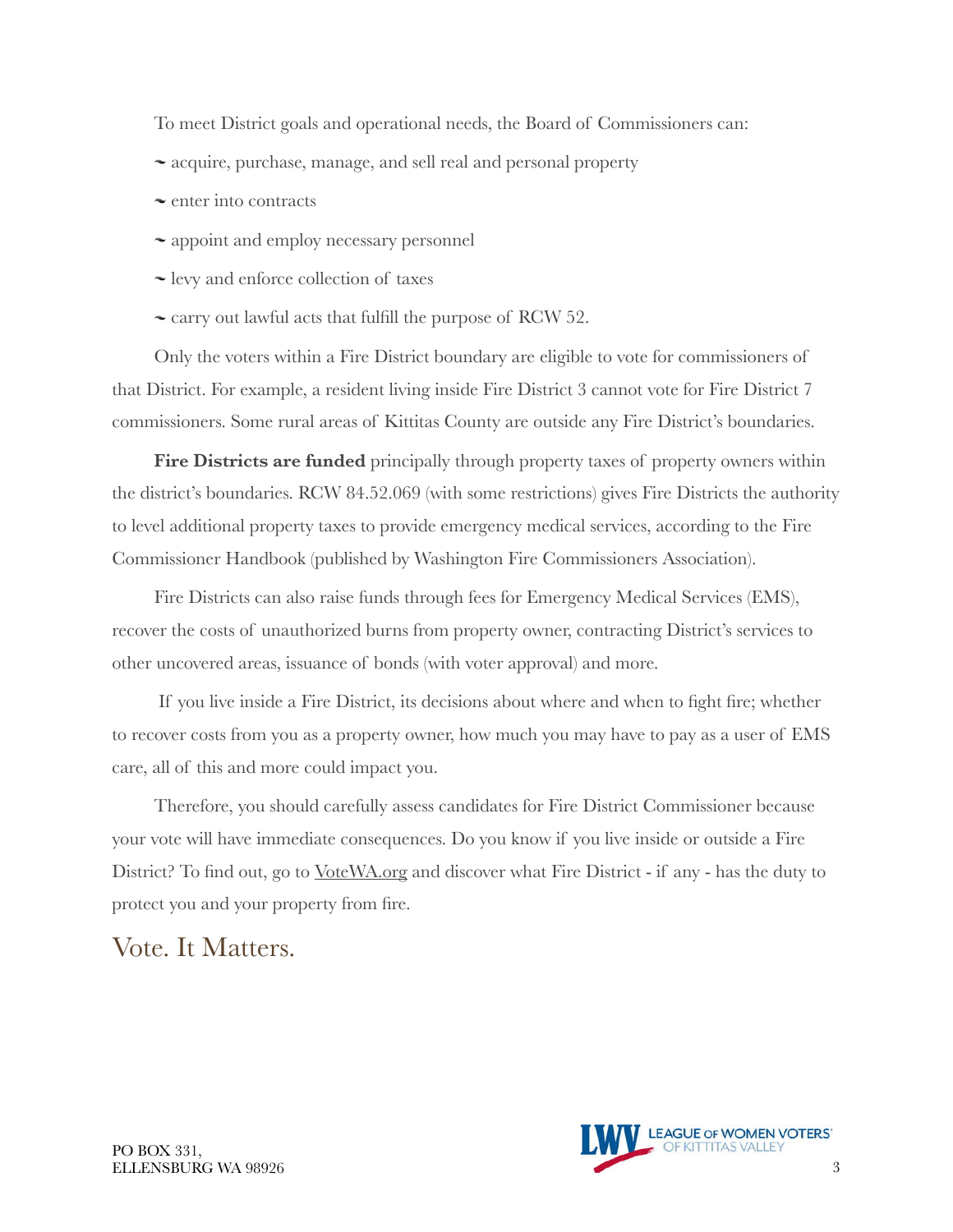To meet District goals and operational needs, the Board of Commissioners can:

- acquire, purchase, manage, and sell real and personal property
- enter into contracts
- appoint and employ necessary personnel
- levy and enforce collection of taxes
- carry out lawful acts that fulfill the purpose of RCW 52.

Only the voters within a Fire District boundary are eligible to vote for commissioners of that District. For example, a resident living inside Fire District 3 cannot vote for Fire District 7 commissioners. Some rural areas of Kittitas County are outside any Fire District's boundaries.

**Fire Districts are funded** principally through property taxes of property owners within the district's boundaries. RCW 84.52.069 (with some restrictions) gives Fire Districts the authority to level additional property taxes to provide emergency medical services, according to the Fire Commissioner Handbook (published by Washington Fire Commissioners Association).

Fire Districts can also raise funds through fees for Emergency Medical Services (EMS), recover the costs of unauthorized burns from property owner, contracting District's services to other uncovered areas, issuance of bonds (with voter approval) and more.

If you live inside a Fire District, its decisions about where and when to fight fire; whether to recover costs from you as a property owner, how much you may have to pay as a user of EMS care, all of this and more could impact you.

Therefore, you should carefully assess candidates for Fire District Commissioner because your vote will have immediate consequences. Do you know if you live inside or outside a Fire District? To find out, go to VoteWA.org and discover what Fire District - if any - has the duty to protect you and your property from fire.

## Vote. It Matters.

PO BOX 331,
ELLENSBURG WA 98926

LWV LEAGUE OF WOMEN VOTERS® OF KITTITAS VALLEY